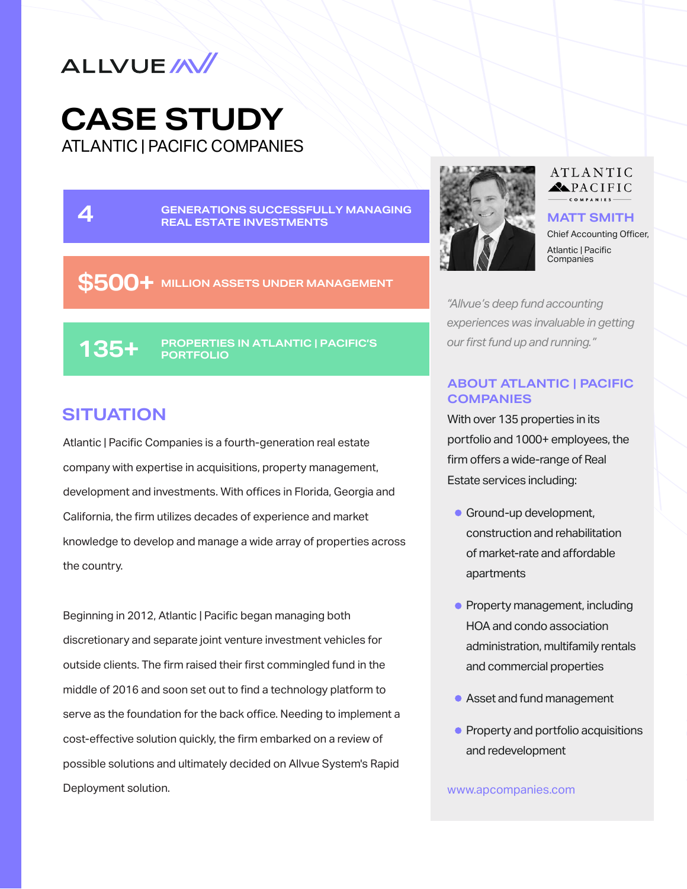ALLVUE

# CASE STUDY

ATLANTIC | PACIFIC COMPANIES

**4** GENERATIONS SUCCESSFULLY MANAGING REAL ESTATE INVESTMENTS

**$500+** MILLION ASSETS UNDER MANAGEMENT

**135+** PROPERTIES IN ATLANTIC | PACIFIC'S PORTFOLIO

## SITUATION

Atlantic | Pacific Companies is a fourth-generation real estate company with expertise in acquisitions, property management, development and investments. With offices in Florida, Georgia and California, the firm utilizes decades of experience and market knowledge to develop and manage a wide array of properties across the country.

Beginning in 2012, Atlantic | Pacific began managing both discretionary and separate joint venture investment vehicles for outside clients. The firm raised their first commingled fund in the middle of 2016 and soon set out to find a technology platform to serve as the foundation for the back office. Needing to implement a cost-effective solution quickly, the firm embarked on a review of possible solutions and ultimately decided on Allvue System's Rapid Deployment solution.

ATLANTIC PACIFIC COMPANIES

**MATT SMITH**

Chief Accounting Officer, Atlantic | Pacific Companies

*"Allvue's deep fund accounting experiences was invaluable in getting our first fund up and running."*

## ABOUT ATLANTIC | PACIFIC COMPANIES

With over 135 properties in its portfolio and 1000+ employees, the firm offers a wide-range of Real Estate services including:

- Ground-up development, construction and rehabilitation of market-rate and affordable apartments
- Property management, including HOA and condo association administration, multifamily rentals and commercial properties
- Asset and fund management
- Property and portfolio acquisitions and redevelopment

www.apcompanies.com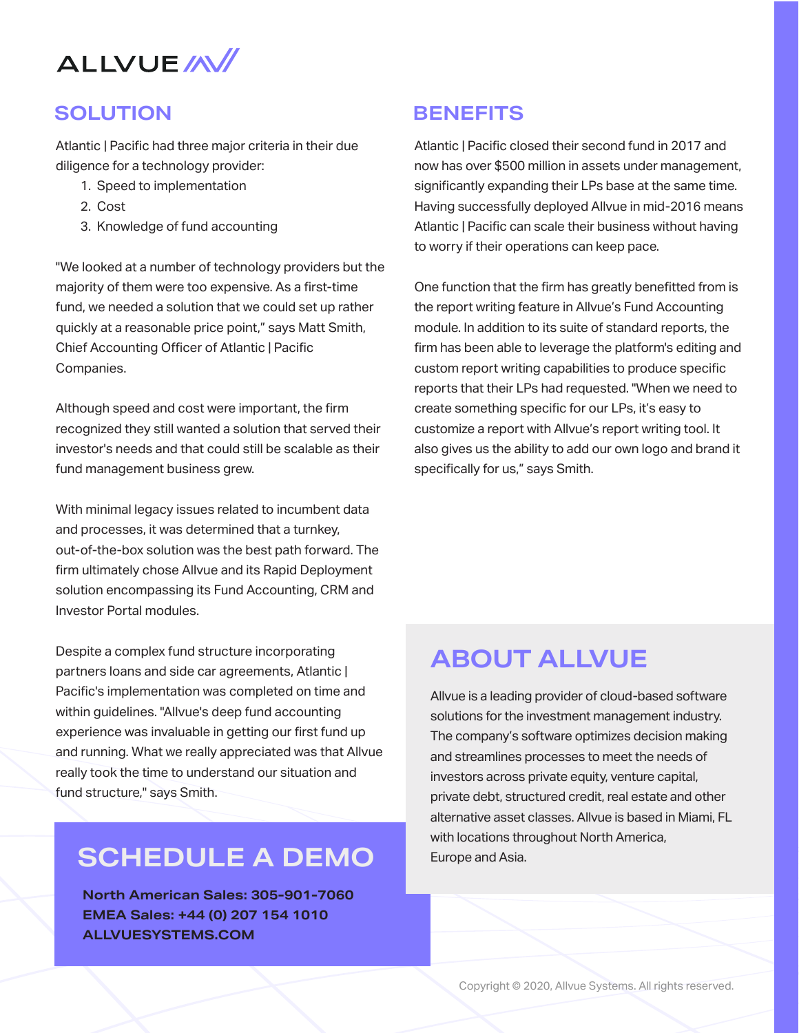# ALLVUE

## SOLUTION

Atlantic | Pacific had three major criteria in their due diligence for a technology provider:

1. Speed to implementation
2. Cost
3. Knowledge of fund accounting

"We looked at a number of technology providers but the majority of them were too expensive. As a first-time fund, we needed a solution that we could set up rather quickly at a reasonable price point," says Matt Smith, Chief Accounting Officer of Atlantic | Pacific Companies.

Although speed and cost were important, the firm recognized they still wanted a solution that served their investor's needs and that could still be scalable as their fund management business grew.

With minimal legacy issues related to incumbent data and processes, it was determined that a turnkey, out-of-the-box solution was the best path forward. The firm ultimately chose Allvue and its Rapid Deployment solution encompassing its Fund Accounting, CRM and Investor Portal modules.

Despite a complex fund structure incorporating partners loans and side car agreements, Atlantic | Pacific's implementation was completed on time and within guidelines. "Allvue's deep fund accounting experience was invaluable in getting our first fund up and running. What we really appreciated was that Allvue really took the time to understand our situation and fund structure," says Smith.

## BENEFITS

Atlantic | Pacific closed their second fund in 2017 and now has over $500 million in assets under management, significantly expanding their LPs base at the same time. Having successfully deployed Allvue in mid-2016 means Atlantic | Pacific can scale their business without having to worry if their operations can keep pace.

One function that the firm has greatly benefitted from is the report writing feature in Allvue's Fund Accounting module. In addition to its suite of standard reports, the firm has been able to leverage the platform's editing and custom report writing capabilities to produce specific reports that their LPs had requested. "When we need to create something specific for our LPs, it's easy to customize a report with Allvue's report writing tool. It also gives us the ability to add our own logo and brand it specifically for us," says Smith.

## SCHEDULE A DEMO

**North American Sales: 305-901-7060**
**EMEA Sales: +44 (0) 207 154 1010**
**ALLVUESYSTEMS.COM**

## ABOUT ALLVUE

Allvue is a leading provider of cloud-based software solutions for the investment management industry. The company's software optimizes decision making and streamlines processes to meet the needs of investors across private equity, venture capital, private debt, structured credit, real estate and other alternative asset classes. Allvue is based in Miami, FL with locations throughout North America, Europe and Asia.

Copyright © 2020, Allvue Systems. All rights reserved.